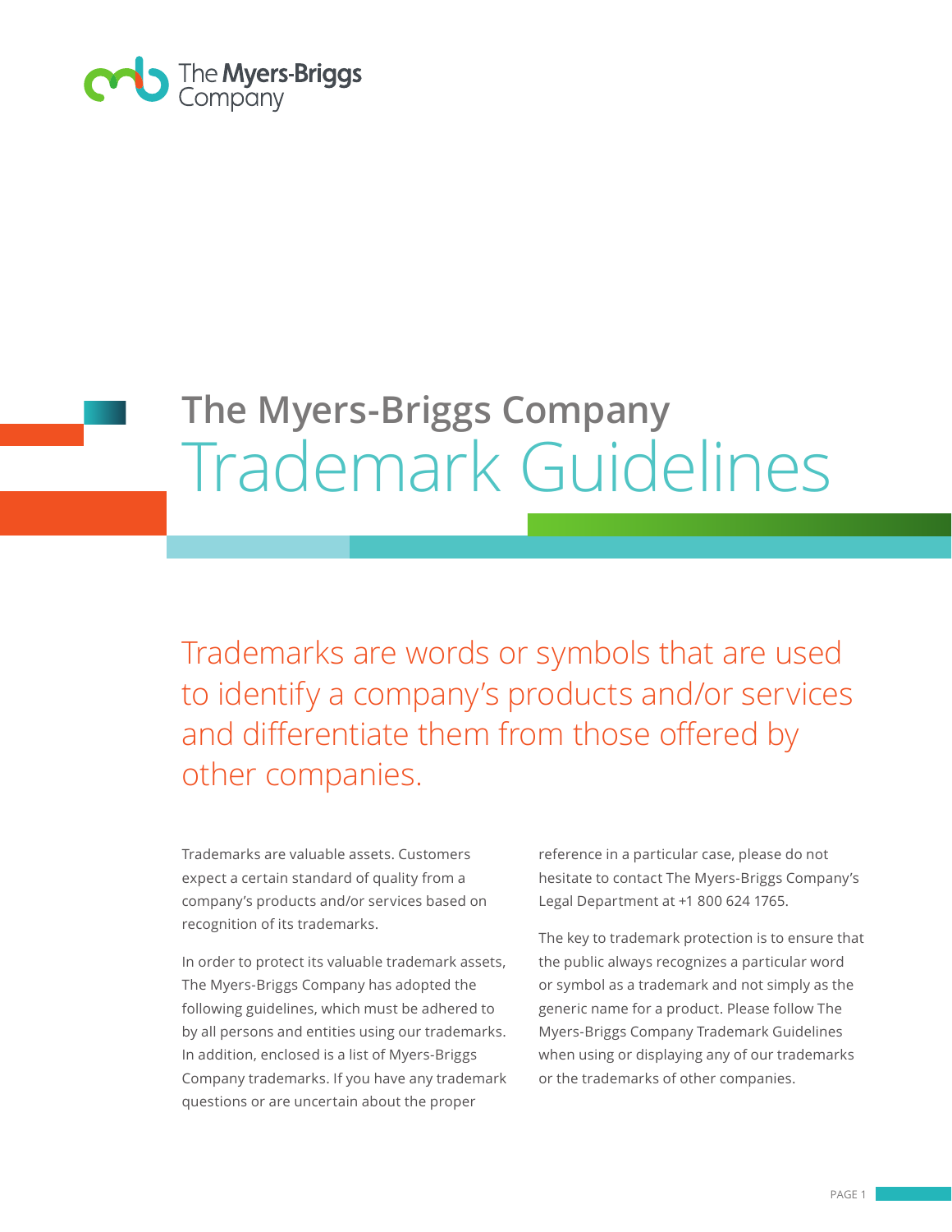# The Myers-Briggs Company Trademark Guidelines

Trademarks are words or symbols that are used to identify a company's products and/or services and differentiate them from those offered by other companies.

Trademarks are valuable assets. Customers expect a certain standard of quality from a company's products and/or services based on recognition of its trademarks.

In order to protect its valuable trademark assets, The Myers-Briggs Company has adopted the following guidelines, which must be adhered to by all persons and entities using our trademarks. In addition, enclosed is a list of Myers-Briggs Company trademarks. If you have any trademark questions or are uncertain about the proper reference in a particular case, please do not hesitate to contact The Myers-Briggs Company's Legal Department at +1 800 624 1765.

The key to trademark protection is to ensure that the public always recognizes a particular word or symbol as a trademark and not simply as the generic name for a product. Please follow The Myers-Briggs Company Trademark Guidelines when using or displaying any of our trademarks or the trademarks of other companies.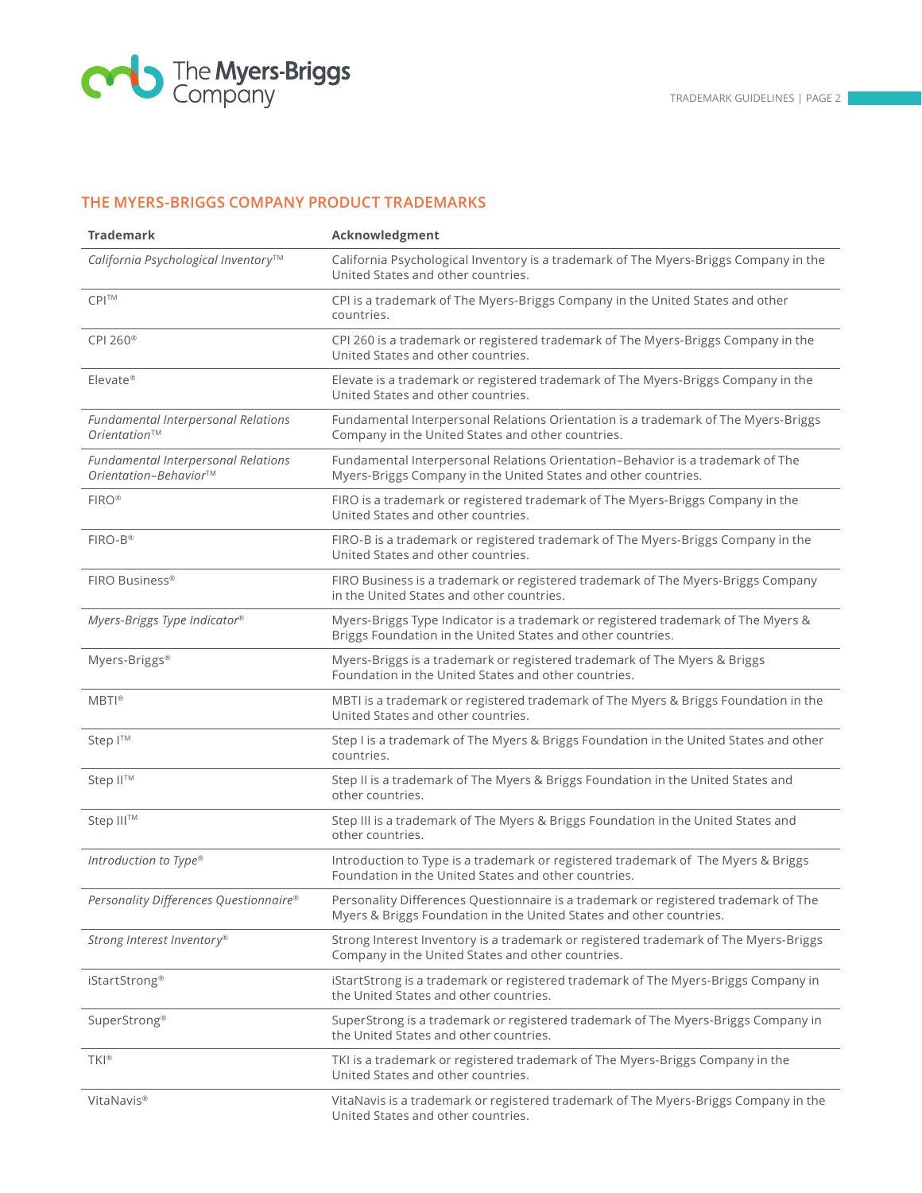## THE MYERS-BRIGGS COMPANY PRODUCT TRADEMARKS

| Trademark | Acknowledgment |
|---|---|
| *California Psychological Inventory*™ | California Psychological Inventory is a trademark of The Myers-Briggs Company in the United States and other countries. |
| CPI™ | CPI is a trademark of The Myers-Briggs Company in the United States and other countries. |
| CPI 260® | CPI 260 is a trademark or registered trademark of The Myers-Briggs Company in the United States and other countries. |
| Elevate® | Elevate is a trademark or registered trademark of The Myers-Briggs Company in the United States and other countries. |
| *Fundamental Interpersonal Relations Orientation*™ | Fundamental Interpersonal Relations Orientation is a trademark of The Myers-Briggs Company in the United States and other countries. |
| *Fundamental Interpersonal Relations Orientation–Behavior*™ | Fundamental Interpersonal Relations Orientation–Behavior is a trademark of The Myers-Briggs Company in the United States and other countries. |
| FIRO® | FIRO is a trademark or registered trademark of The Myers-Briggs Company in the United States and other countries. |
| FIRO-B® | FIRO-B is a trademark or registered trademark of The Myers-Briggs Company in the United States and other countries. |
| FIRO Business® | FIRO Business is a trademark or registered trademark of The Myers-Briggs Company in the United States and other countries. |
| *Myers-Briggs Type Indicator*® | Myers-Briggs Type Indicator is a trademark or registered trademark of The Myers & Briggs Foundation in the United States and other countries. |
| Myers-Briggs® | Myers-Briggs is a trademark or registered trademark of The Myers & Briggs Foundation in the United States and other countries. |
| MBTI® | MBTI is a trademark or registered trademark of The Myers & Briggs Foundation in the United States and other countries. |
| Step I™ | Step I is a trademark of The Myers & Briggs Foundation in the United States and other countries. |
| Step II™ | Step II is a trademark of The Myers & Briggs Foundation in the United States and other countries. |
| Step III™ | Step III is a trademark of The Myers & Briggs Foundation in the United States and other countries. |
| *Introduction to Type*® | Introduction to Type is a trademark or registered trademark of The Myers & Briggs Foundation in the United States and other countries. |
| *Personality Differences Questionnaire*® | Personality Differences Questionnaire is a trademark or registered trademark of The Myers & Briggs Foundation in the United States and other countries. |
| *Strong Interest Inventory*® | Strong Interest Inventory is a trademark or registered trademark of The Myers-Briggs Company in the United States and other countries. |
| iStartStrong® | iStartStrong is a trademark or registered trademark of The Myers-Briggs Company in the United States and other countries. |
| SuperStrong® | SuperStrong is a trademark or registered trademark of The Myers-Briggs Company in the United States and other countries. |
| TKI® | TKI is a trademark or registered trademark of The Myers-Briggs Company in the United States and other countries. |
| VitaNavis® | VitaNavis is a trademark or registered trademark of The Myers-Briggs Company in the United States and other countries. |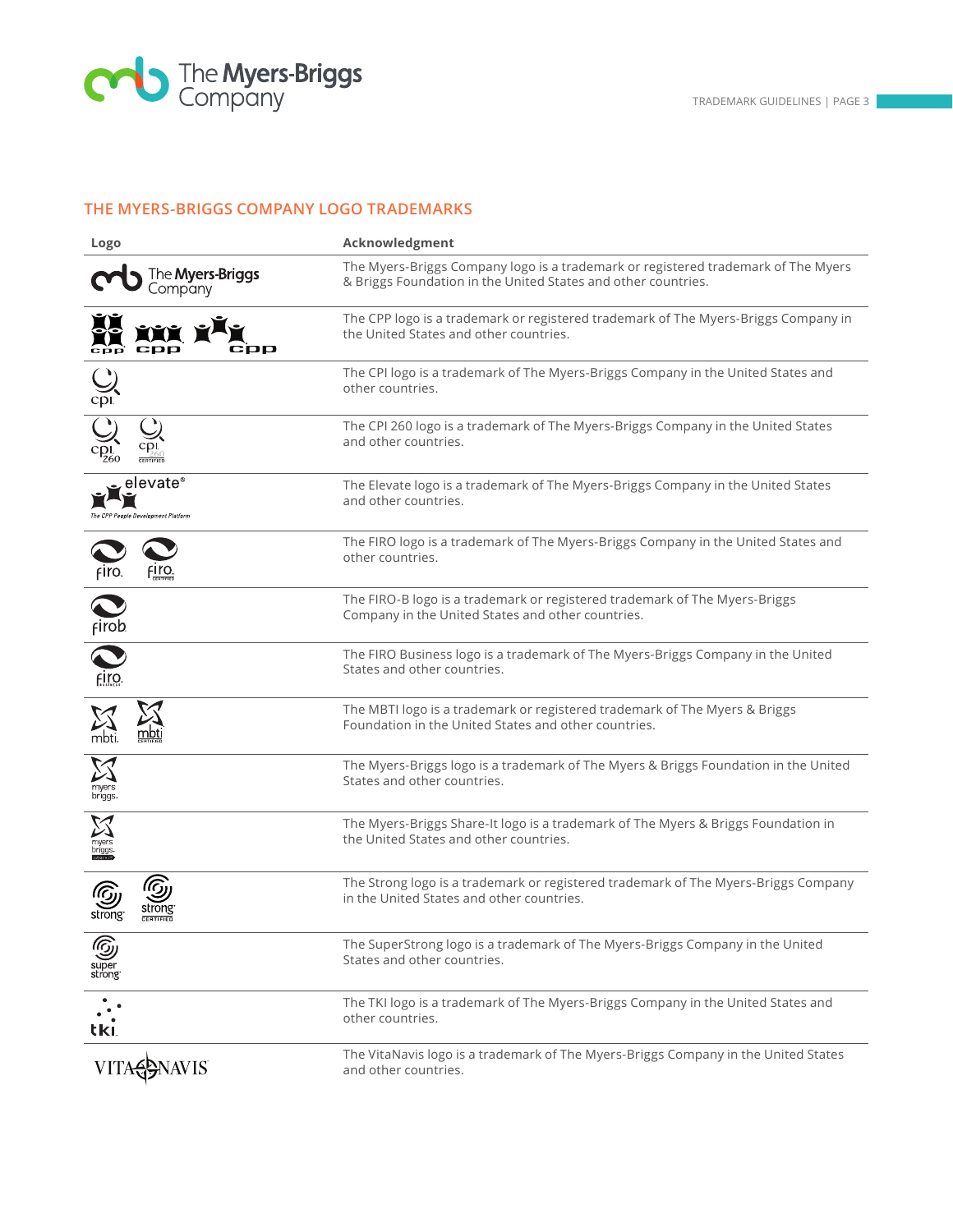## THE MYERS-BRIGGS COMPANY LOGO TRADEMARKS

| Logo | Acknowledgment |
|---|---|
| The Myers-Briggs Company | The Myers-Briggs Company logo is a trademark or registered trademark of The Myers & Briggs Foundation in the United States and other countries. |
| cpp | The CPP logo is a trademark or registered trademark of The Myers-Briggs Company in the United States and other countries. |
| cpi | The CPI logo is a trademark of The Myers-Briggs Company in the United States and other countries. |
| cpi 260 | The CPI 260 logo is a trademark of The Myers-Briggs Company in the United States and other countries. |
| elevate® The CPP People Development Platform | The Elevate logo is a trademark of The Myers-Briggs Company in the United States and other countries. |
| firo | The FIRO logo is a trademark of The Myers-Briggs Company in the United States and other countries. |
| firob | The FIRO-B logo is a trademark or registered trademark of The Myers-Briggs Company in the United States and other countries. |
| firo business | The FIRO Business logo is a trademark of The Myers-Briggs Company in the United States and other countries. |
| mbti | The MBTI logo is a trademark or registered trademark of The Myers & Briggs Foundation in the United States and other countries. |
| myers briggs | The Myers-Briggs logo is a trademark of The Myers & Briggs Foundation in the United States and other countries. |
| myers briggs share-it | The Myers-Briggs Share-It logo is a trademark of The Myers & Briggs Foundation in the United States and other countries. |
| strong | The Strong logo is a trademark or registered trademark of The Myers-Briggs Company in the United States and other countries. |
| super strong | The SuperStrong logo is a trademark of The Myers-Briggs Company in the United States and other countries. |
| tki | The TKI logo is a trademark of The Myers-Briggs Company in the United States and other countries. |
| VITANAVIS | The VitaNavis logo is a trademark of The Myers-Briggs Company in the United States and other countries. |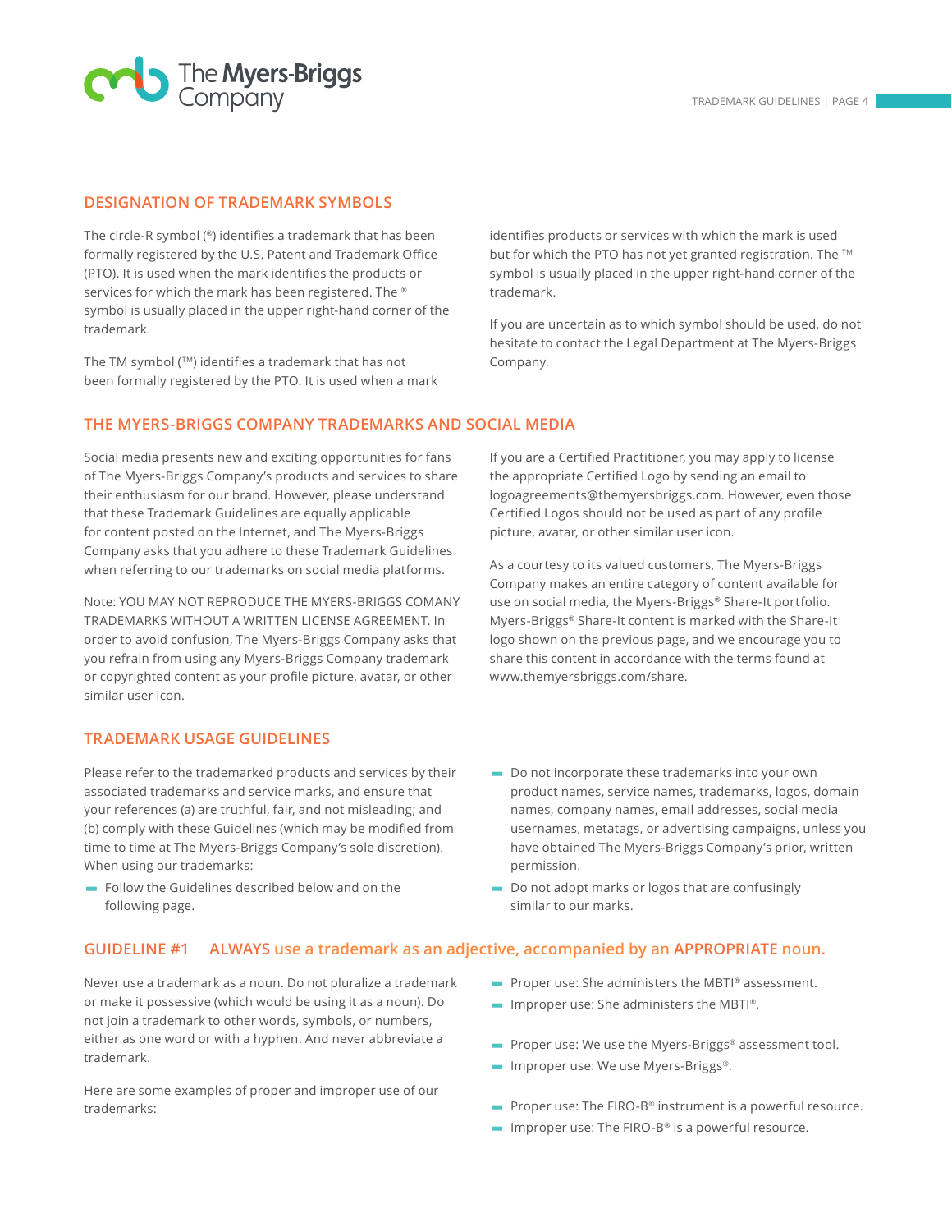## DESIGNATION OF TRADEMARK SYMBOLS

The circle-R symbol (®) identifies a trademark that has been formally registered by the U.S. Patent and Trademark Office (PTO). It is used when the mark identifies the products or services for which the mark has been registered. The ® symbol is usually placed in the upper right-hand corner of the trademark.

The TM symbol (™) identifies a trademark that has not been formally registered by the PTO. It is used when a mark identifies products or services with which the mark is used but for which the PTO has not yet granted registration. The ™ symbol is usually placed in the upper right-hand corner of the trademark.

If you are uncertain as to which symbol should be used, do not hesitate to contact the Legal Department at The Myers-Briggs Company.

## THE MYERS-BRIGGS COMPANY TRADEMARKS AND SOCIAL MEDIA

Social media presents new and exciting opportunities for fans of The Myers-Briggs Company's products and services to share their enthusiasm for our brand. However, please understand that these Trademark Guidelines are equally applicable for content posted on the Internet, and The Myers-Briggs Company asks that you adhere to these Trademark Guidelines when referring to our trademarks on social media platforms.

Note: YOU MAY NOT REPRODUCE THE MYERS-BRIGGS COMANY TRADEMARKS WITHOUT A WRITTEN LICENSE AGREEMENT. In order to avoid confusion, The Myers-Briggs Company asks that you refrain from using any Myers-Briggs Company trademark or copyrighted content as your profile picture, avatar, or other similar user icon.

If you are a Certified Practitioner, you may apply to license the appropriate Certified Logo by sending an email to logoagreements@themyersbriggs.com. However, even those Certified Logos should not be used as part of any profile picture, avatar, or other similar user icon.

As a courtesy to its valued customers, The Myers-Briggs Company makes an entire category of content available for use on social media, the Myers-Briggs® Share-It portfolio. Myers-Briggs® Share-It content is marked with the Share-It logo shown on the previous page, and we encourage you to share this content in accordance with the terms found at www.themyersbriggs.com/share.

## TRADEMARK USAGE GUIDELINES

Please refer to the trademarked products and services by their associated trademarks and service marks, and ensure that your references (a) are truthful, fair, and not misleading; and (b) comply with these Guidelines (which may be modified from time to time at The Myers-Briggs Company's sole discretion). When using our trademarks:

- Follow the Guidelines described below and on the following page.
- Do not incorporate these trademarks into your own product names, service names, trademarks, logos, domain names, company names, email addresses, social media usernames, metatags, or advertising campaigns, unless you have obtained The Myers-Briggs Company's prior, written permission.
- Do not adopt marks or logos that are confusingly similar to our marks.

## GUIDELINE #1 ALWAYS use a trademark as an adjective, accompanied by an APPROPRIATE noun.

Never use a trademark as a noun. Do not pluralize a trademark or make it possessive (which would be using it as a noun). Do not join a trademark to other words, symbols, or numbers, either as one word or with a hyphen. And never abbreviate a trademark.

Here are some examples of proper and improper use of our trademarks:

- Proper use: She administers the MBTI® assessment.
- Improper use: She administers the MBTI®.

- Proper use: We use the Myers-Briggs® assessment tool.
- Improper use: We use Myers-Briggs®.

- Proper use: The FIRO-B® instrument is a powerful resource.
- Improper use: The FIRO-B® is a powerful resource.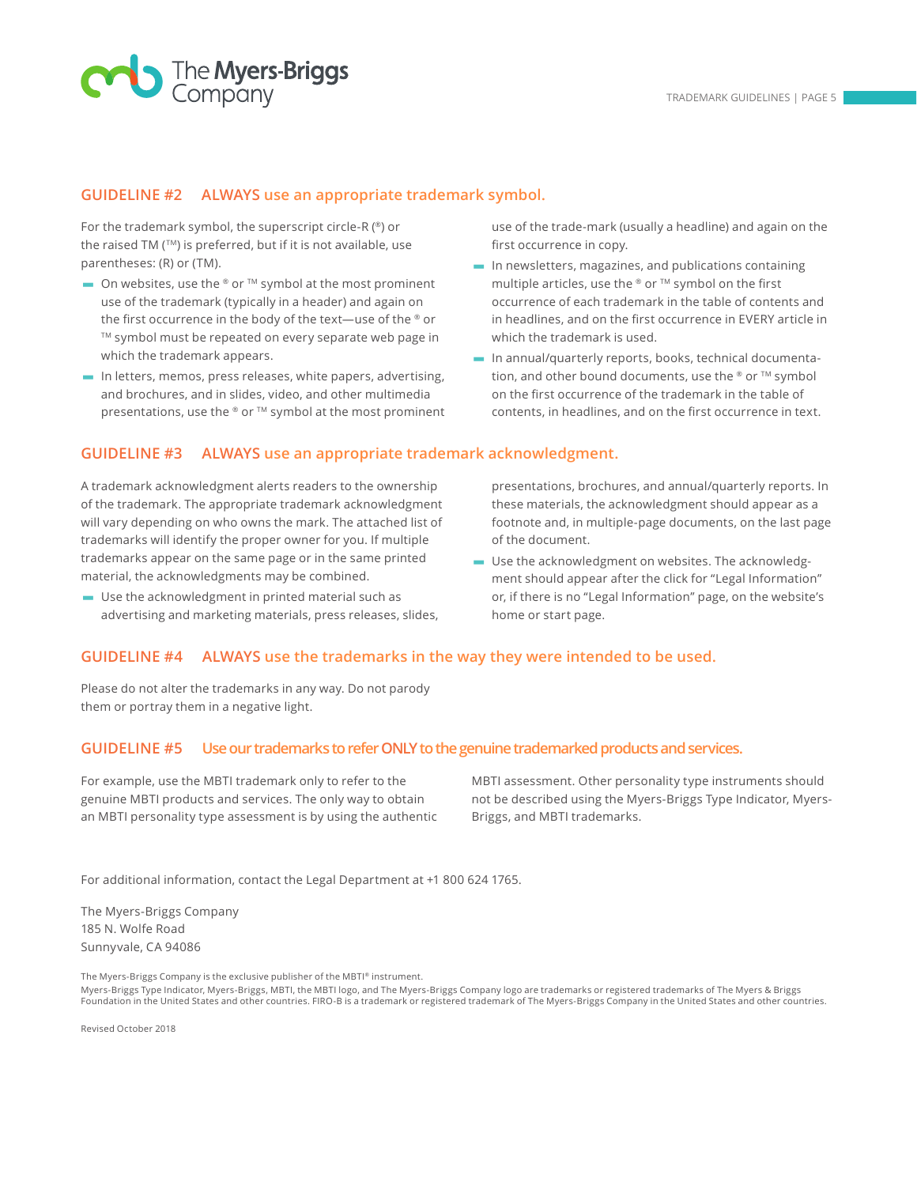## GUIDELINE #2 ALWAYS use an appropriate trademark symbol.

For the trademark symbol, the superscript circle-R (®) or the raised TM (™) is preferred, but if it is not available, use parentheses: (R) or (TM).

- On websites, use the ® or ™ symbol at the most prominent use of the trademark (typically in a header) and again on the first occurrence in the body of the text—use of the ® or ™ symbol must be repeated on every separate web page in which the trademark appears.
- In letters, memos, press releases, white papers, advertising, and brochures, and in slides, video, and other multimedia presentations, use the ® or ™ symbol at the most prominent use of the trade-mark (usually a headline) and again on the first occurrence in copy.
- In newsletters, magazines, and publications containing multiple articles, use the ® or ™ symbol on the first occurrence of each trademark in the table of contents and in headlines, and on the first occurrence in EVERY article in which the trademark is used.
- In annual/quarterly reports, books, technical documentation, and other bound documents, use the ® or ™ symbol on the first occurrence of the trademark in the table of contents, in headlines, and on the first occurrence in text.

## GUIDELINE #3 ALWAYS use an appropriate trademark acknowledgment.

A trademark acknowledgment alerts readers to the ownership of the trademark. The appropriate trademark acknowledgment will vary depending on who owns the mark. The attached list of trademarks will identify the proper owner for you. If multiple trademarks appear on the same page or in the same printed material, the acknowledgments may be combined.

- Use the acknowledgment in printed material such as advertising and marketing materials, press releases, slides, presentations, brochures, and annual/quarterly reports. In these materials, the acknowledgment should appear as a footnote and, in multiple-page documents, on the last page of the document.
- Use the acknowledgment on websites. The acknowledgment should appear after the click for "Legal Information" or, if there is no "Legal Information" page, on the website's home or start page.

## GUIDELINE #4 ALWAYS use the trademarks in the way they were intended to be used.

Please do not alter the trademarks in any way. Do not parody them or portray them in a negative light.

## GUIDELINE #5 Use our trademarks to refer ONLY to the genuine trademarked products and services.

For example, use the MBTI trademark only to refer to the genuine MBTI products and services. The only way to obtain an MBTI personality type assessment is by using the authentic MBTI assessment. Other personality type instruments should not be described using the Myers-Briggs Type Indicator, Myers-Briggs, and MBTI trademarks.

For additional information, contact the Legal Department at +1 800 624 1765.

The Myers-Briggs Company
185 N. Wolfe Road
Sunnyvale, CA 94086

The Myers-Briggs Company is the exclusive publisher of the MBTI® instrument.
Myers-Briggs Type Indicator, Myers-Briggs, MBTI, the MBTI logo, and The Myers-Briggs Company logo are trademarks or registered trademarks of The Myers & Briggs Foundation in the United States and other countries. FIRO-B is a trademark or registered trademark of The Myers-Briggs Company in the United States and other countries.

Revised October 2018